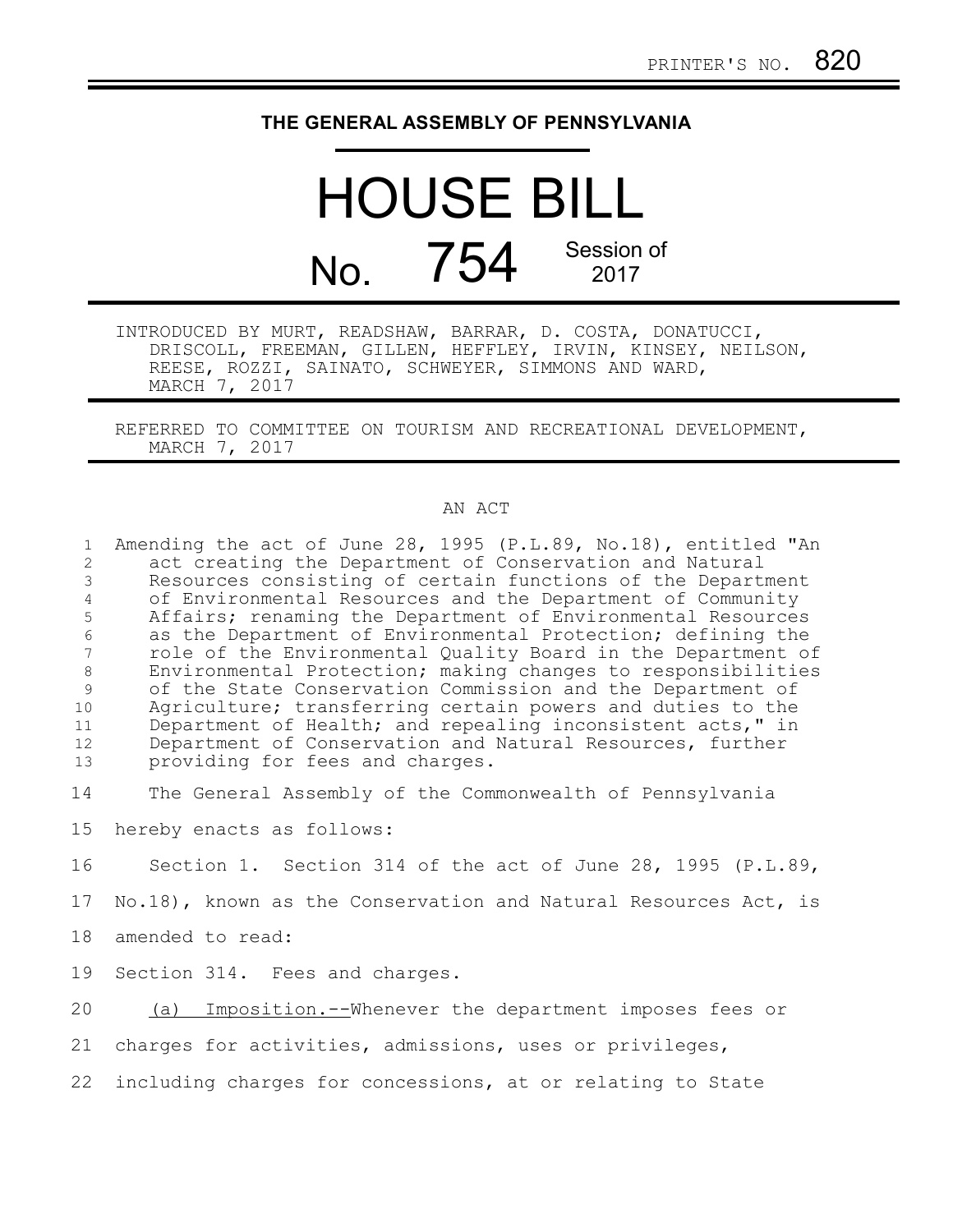PRINTER'S NO. 820

**THE GENERAL ASSEMBLY OF PENNSYLVANIA**

# HOUSE BILL

# No. 754 Session of 2017

INTRODUCED BY MURT, READSHAW, BARRAR, D. COSTA, DONATUCCI, DRISCOLL, FREEMAN, GILLEN, HEFFLEY, IRVIN, KINSEY, NEILSON, REESE, ROZZI, SAINATO, SCHWEYER, SIMMONS AND WARD, MARCH 7, 2017

REFERRED TO COMMITTEE ON TOURISM AND RECREATIONAL DEVELOPMENT, MARCH 7, 2017

AN ACT

1 Amending the act of June 28, 1995 (P.L.89, No.18), entitled "An
2 act creating the Department of Conservation and Natural
3 Resources consisting of certain functions of the Department
4 of Environmental Resources and the Department of Community
5 Affairs; renaming the Department of Environmental Resources
6 as the Department of Environmental Protection; defining the
7 role of the Environmental Quality Board in the Department of
8 Environmental Protection; making changes to responsibilities
9 of the State Conservation Commission and the Department of
10 Agriculture; transferring certain powers and duties to the
11 Department of Health; and repealing inconsistent acts," in
12 Department of Conservation and Natural Resources, further
13 providing for fees and charges.

14 The General Assembly of the Commonwealth of Pennsylvania
15 hereby enacts as follows:

16 Section 1. Section 314 of the act of June 28, 1995 (P.L.89,
17 No.18), known as the Conservation and Natural Resources Act, is
18 amended to read:

19 Section 314. Fees and charges.

20 <u>(a) Imposition.--</u>Whenever the department imposes fees or
21 charges for activities, admissions, uses or privileges,
22 including charges for concessions, at or relating to State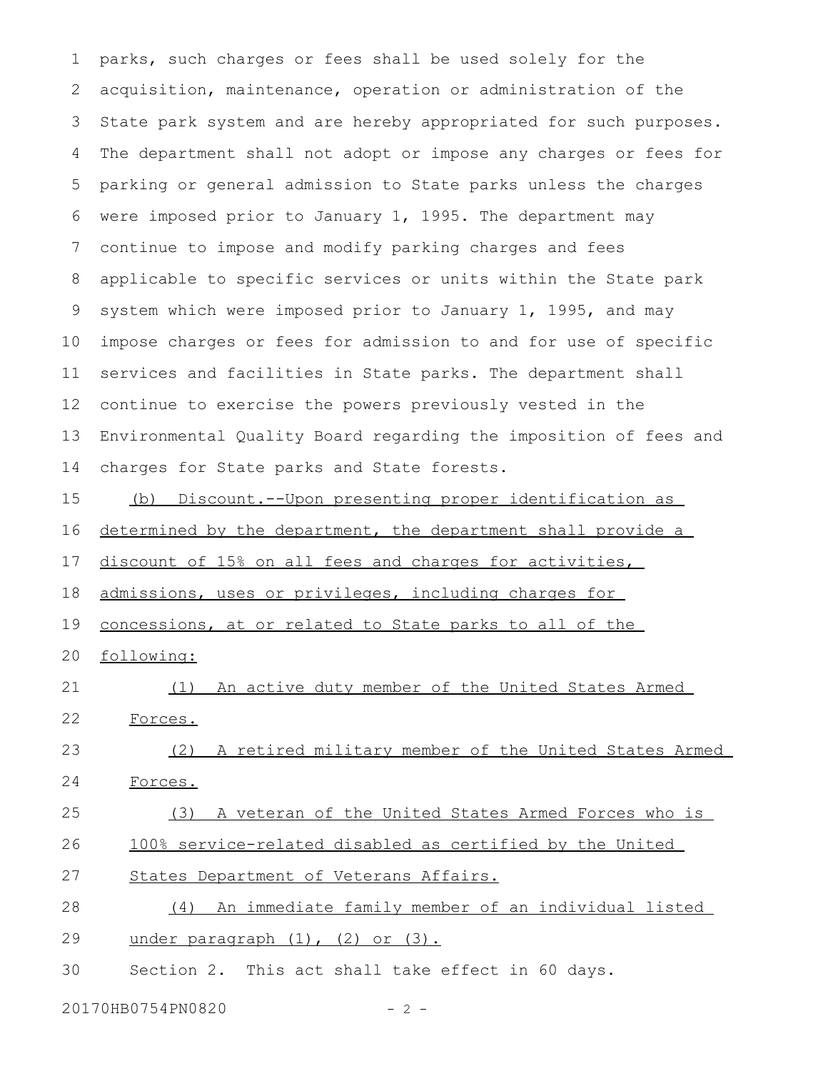parks, such charges or fees shall be used solely for the acquisition, maintenance, operation or administration of the State park system and are hereby appropriated for such purposes. The department shall not adopt or impose any charges or fees for parking or general admission to State parks unless the charges were imposed prior to January 1, 1995. The department may continue to impose and modify parking charges and fees applicable to specific services or units within the State park system which were imposed prior to January 1, 1995, and may impose charges or fees for admission to and for use of specific services and facilities in State parks. The department shall continue to exercise the powers previously vested in the Environmental Quality Board regarding the imposition of fees and charges for State parks and State forests.

(b) Discount.--Upon presenting proper identification as determined by the department, the department shall provide a discount of 15% on all fees and charges for activities, admissions, uses or privileges, including charges for concessions, at or related to State parks to all of the following:

(1) An active duty member of the United States Armed Forces.

(2) A retired military member of the United States Armed Forces.

(3) A veteran of the United States Armed Forces who is 100% service-related disabled as certified by the United States Department of Veterans Affairs.

(4) An immediate family member of an individual listed under paragraph (1), (2) or (3).

Section 2. This act shall take effect in 60 days.

20170HB0754PN0820